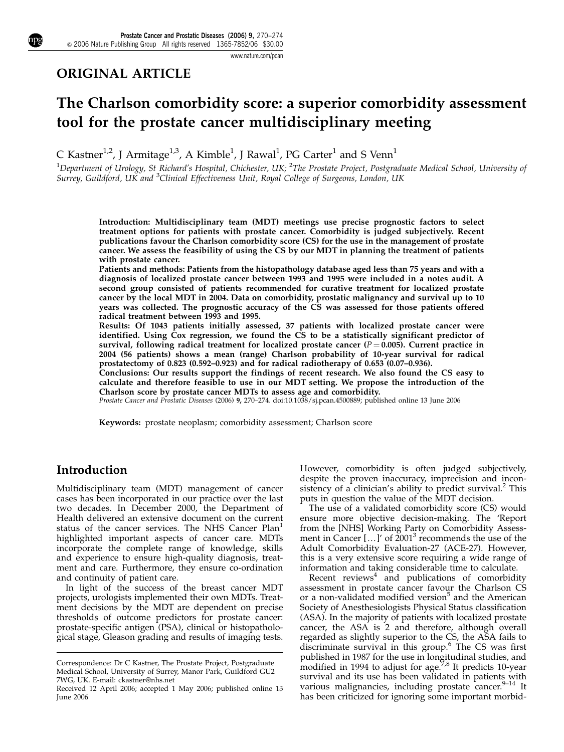## ORIGINAL ARTICLE

# The Charlson comorbidity score: a superior comorbidity assessment tool for the prostate cancer multidisciplinary meeting

C Kastner[1,2], J Armitage[1,3], A Kimble[1], J Rawal[1], PG Carter[1] and S Venn[1]

[1]Department of Urology, St Richard's Hospital, Chichester, UK; [2]The Prostate Project, Postgraduate Medical School, University of Surrey, Guildford, UK and [3]Clinical Effectiveness Unit, Royal College of Surgeons, London, UK

**Introduction: Multidisciplinary team (MDT) meetings use precise prognostic factors to select treatment options for patients with prostate cancer. Comorbidity is judged subjectively. Recent publications favour the Charlson comorbidity score (CS) for the use in the management of prostate cancer. We assess the feasibility of using the CS by our MDT in planning the treatment of patients with prostate cancer.**

**Patients and methods: Patients from the histopathology database aged less than 75 years and with a diagnosis of localized prostate cancer between 1993 and 1995 were included in a notes audit. A second group consisted of patients recommended for curative treatment for localized prostate cancer by the local MDT in 2004. Data on comorbidity, prostatic malignancy and survival up to 10 years was collected. The prognostic accuracy of the CS was assessed for those patients offered radical treatment between 1993 and 1995.**

**Results: Of 1043 patients initially assessed, 37 patients with localized prostate cancer were identified. Using Cox regression, we found the CS to be a statistically significant predictor of survival, following radical treatment for localized prostate cancer ($P = 0.005$). Current practice in 2004 (56 patients) shows a mean (range) Charlson probability of 10-year survival for radical prostatectomy of 0.823 (0.592–0.923) and for radical radiotherapy of 0.653 (0.07–0.936).**

**Conclusions: Our results support the findings of recent research. We also found the CS easy to calculate and therefore feasible to use in our MDT setting. We propose the introduction of the Charlson score by prostate cancer MDTs to assess age and comorbidity.**

*Prostate Cancer and Prostatic Diseases* (2006) **9**, 270–274. doi:10.1038/sj.pcan.4500889; published online 13 June 2006

**Keywords:** prostate neoplasm; comorbidity assessment; Charlson score

## Introduction

Multidisciplinary team (MDT) management of cancer cases has been incorporated in our practice over the last two decades. In December 2000, the Department of Health delivered an extensive document on the current status of the cancer services. The NHS Cancer Plan[1] highlighted important aspects of cancer care. MDTs incorporate the complete range of knowledge, skills and experience to ensure high-quality diagnosis, treatment and care. Furthermore, they ensure co-ordination and continuity of patient care.

In light of the success of the breast cancer MDT projects, urologists implemented their own MDTs. Treatment decisions by the MDT are dependent on precise thresholds of outcome predictors for prostate cancer: prostate-specific antigen (PSA), clinical or histopathological stage, Gleason grading and results of imaging tests. However, comorbidity is often judged subjectively, despite the proven inaccuracy, imprecision and inconsistency of a clinician's ability to predict survival.[2] This puts in question the value of the MDT decision.

The use of a validated comorbidity score (CS) would ensure more objective decision-making. The 'Report from the [NHS] Working Party on Comorbidity Assessment in Cancer […]' of 2001[3] recommends the use of the Adult Comorbidity Evaluation-27 (ACE-27). However, this is a very extensive score requiring a wide range of information and taking considerable time to calculate.

Recent reviews[4] and publications of comorbidity assessment in prostate cancer favour the Charlson CS or a non-validated modified version[5] and the American Society of Anesthesiologists Physical Status classification (ASA). In the majority of patients with localized prostate cancer, the ASA is 2 and therefore, although overall regarded as slightly superior to the CS, the ASA fails to discriminate survival in this group.[6] The CS was first published in 1987 for the use in longitudinal studies, and modified in 1994 to adjust for age.[7,8] It predicts 10-year survival and its use has been validated in patients with various malignancies, including prostate cancer.[9–14] It has been criticized for ignoring some important morbid-

Correspondence: Dr C Kastner, The Prostate Project, Postgraduate Medical School, University of Surrey, Manor Park, Guildford GU2 7WG, UK. E-mail: ckastner@nhs.net

Received 12 April 2006; accepted 1 May 2006; published online 13 June 2006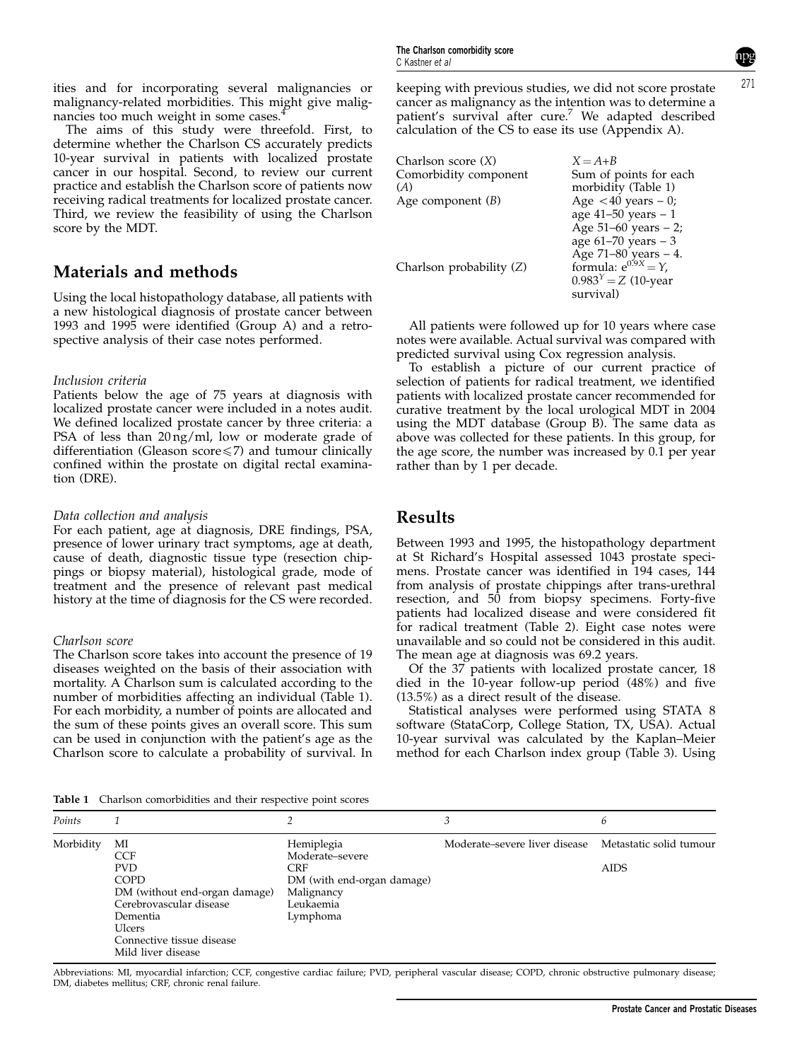ities and for incorporating several malignancies or malignancy-related morbidities. This might give malignancies too much weight in some cases.[4]

The aims of this study were threefold. First, to determine whether the Charlson CS accurately predicts 10-year survival in patients with localized prostate cancer in our hospital. Second, to review our current practice and establish the Charlson score of patients now receiving radical treatments for localized prostate cancer. Third, we review the feasibility of using the Charlson score by the MDT.

## Materials and methods

Using the local histopathology database, all patients with a new histological diagnosis of prostate cancer between 1993 and 1995 were identified (Group A) and a retrospective analysis of their case notes performed.

### *Inclusion criteria*

Patients below the age of 75 years at diagnosis with localized prostate cancer were included in a notes audit. We defined localized prostate cancer by three criteria: a PSA of less than 20 ng/ml, low or moderate grade of differentiation (Gleason score $\leqslant 7$) and tumour clinically confined within the prostate on digital rectal examination (DRE).

### *Data collection and analysis*

For each patient, age at diagnosis, DRE findings, PSA, presence of lower urinary tract symptoms, age at death, cause of death, diagnostic tissue type (resection chippings or biopsy material), histological grade, mode of treatment and the presence of relevant past medical history at the time of diagnosis for the CS were recorded.

### *Charlson score*

The Charlson score takes into account the presence of 19 diseases weighted on the basis of their association with mortality. A Charlson sum is calculated according to the number of morbidities affecting an individual (Table 1). For each morbidity, a number of points are allocated and the sum of these points gives an overall score. This sum can be used in conjunction with the patient's age as the Charlson score to calculate a probability of survival. In keeping with previous studies, we did not score prostate cancer as malignancy as the intention was to determine a patient's survival after cure.[7] We adapted described calculation of the CS to ease its use (Appendix A).

| | |
|---|---|
| Charlson score ($X$) | $X = A+B$ |
| Comorbidity component ($A$) | Sum of points for each morbidity (Table 1) |
| Age component ($B$) | Age <40 years – 0; age 41–50 years – 1 Age 51–60 years – 2; age 61–70 years – 3 Age 71–80 years – 4. |
| Charlson probability ($Z$) | formula: $e^{0.9X} = Y$, $0.983^{Y} = Z$ (10-year survival) |

All patients were followed up for 10 years where case notes were available. Actual survival was compared with predicted survival using Cox regression analysis.

To establish a picture of our current practice of selection of patients for radical treatment, we identified patients with localized prostate cancer recommended for curative treatment by the local urological MDT in 2004 using the MDT database (Group B). The same data as above was collected for these patients. In this group, for the age score, the number was increased by 0.1 per year rather than by 1 per decade.

## Results

Between 1993 and 1995, the histopathology department at St Richard's Hospital assessed 1043 prostate specimens. Prostate cancer was identified in 194 cases, 144 from analysis of prostate chippings after trans-urethral resection, and 50 from biopsy specimens. Forty-five patients had localized disease and were considered fit for radical treatment (Table 2). Eight case notes were unavailable and so could not be considered in this audit. The mean age at diagnosis was 69.2 years.

Of the 37 patients with localized prostate cancer, 18 died in the 10-year follow-up period (48%) and five (13.5%) as a direct result of the disease.

Statistical analyses were performed using STATA 8 software (StataCorp, College Station, TX, USA). Actual 10-year survival was calculated by the Kaplan–Meier method for each Charlson index group (Table 3). Using

**Table 1** Charlson comorbidities and their respective point scores

| *Points* | *1* | *2* | *3* | *6* |
|---|---|---|---|---|
| Morbidity | MI<br>CCF<br>PVD<br>COPD<br>DM (without end-organ damage)<br>Cerebrovascular disease<br>Dementia<br>Ulcers<br>Connective tissue disease<br>Mild liver disease | Hemiplegia<br>Moderate–severe<br>CRF<br>DM (with end-organ damage)<br>Malignancy<br>Leukaemia<br>Lymphoma | Moderate–severe liver disease | Metastatic solid tumour<br><br>AIDS |

Abbreviations: MI, myocardial infarction; CCF, congestive cardiac failure; PVD, peripheral vascular disease; COPD, chronic obstructive pulmonary disease; DM, diabetes mellitus; CRF, chronic renal failure.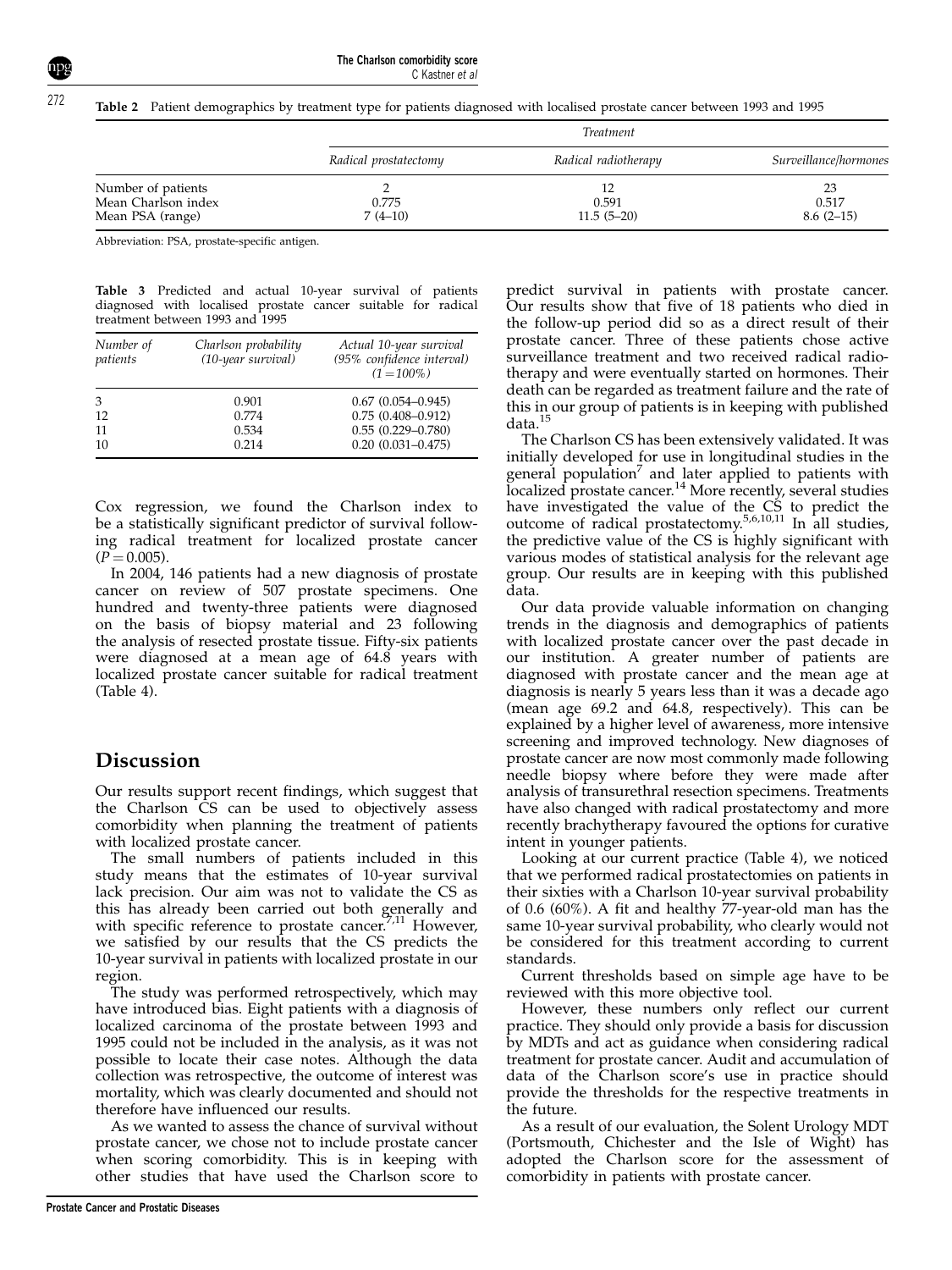**Table 2** Patient demographics by treatment type for patients diagnosed with localised prostate cancer between 1993 and 1995

| | *Treatment* | | |
|---|---|---|---|
| | *Radical prostatectomy* | *Radical radiotherapy* | *Surveillance/hormones* |
| Number of patients | 2 | 12 | 23 |
| Mean Charlson index | 0.775 | 0.591 | 0.517 |
| Mean PSA (range) | 7 (4–10) | 11.5 (5–20) | 8.6 (2–15) |

Abbreviation: PSA, prostate-specific antigen.

**Table 3** Predicted and actual 10-year survival of patients diagnosed with localised prostate cancer suitable for radical treatment between 1993 and 1995

| *Number of patients* | *Charlson probability (10-year survival)* | *Actual 10-year survival (95% confidence interval) (1 = 100%)* |
|---|---|---|
| 3 | 0.901 | 0.67 (0.054–0.945) |
| 12 | 0.774 | 0.75 (0.408–0.912) |
| 11 | 0.534 | 0.55 (0.229–0.780) |
| 10 | 0.214 | 0.20 (0.031–0.475) |

Cox regression, we found the Charlson index to be a statistically significant predictor of survival following radical treatment for localized prostate cancer ($P = 0.005$).

In 2004, 146 patients had a new diagnosis of prostate cancer on review of 507 prostate specimens. One hundred and twenty-three patients were diagnosed on the basis of biopsy material and 23 following the analysis of resected prostate tissue. Fifty-six patients were diagnosed at a mean age of 64.8 years with localized prostate cancer suitable for radical treatment (Table 4).

## Discussion

Our results support recent findings, which suggest that the Charlson CS can be used to objectively assess comorbidity when planning the treatment of patients with localized prostate cancer.

The small numbers of patients included in this study means that the estimates of 10-year survival lack precision. Our aim was not to validate the CS as this has already been carried out both generally and with specific reference to prostate cancer.[7,11] However, we satisfied by our results that the CS predicts the 10-year survival in patients with localized prostate in our region.

The study was performed retrospectively, which may have introduced bias. Eight patients with a diagnosis of localized carcinoma of the prostate between 1993 and 1995 could not be included in the analysis, as it was not possible to locate their case notes. Although the data collection was retrospective, the outcome of interest was mortality, which was clearly documented and should not therefore have influenced our results.

As we wanted to assess the chance of survival without prostate cancer, we chose not to include prostate cancer when scoring comorbidity. This is in keeping with other studies that have used the Charlson score to predict survival in patients with prostate cancer. Our results show that five of 18 patients who died in the follow-up period did so as a direct result of their prostate cancer. Three of these patients chose active surveillance treatment and two received radical radiotherapy and were eventually started on hormones. Their death can be regarded as treatment failure and the rate of this in our group of patients is in keeping with published data.[15]

The Charlson CS has been extensively validated. It was initially developed for use in longitudinal studies in the general population[7] and later applied to patients with localized prostate cancer.[14] More recently, several studies have investigated the value of the CS to predict the outcome of radical prostatectomy.[5,6,10,11] In all studies, the predictive value of the CS is highly significant with various modes of statistical analysis for the relevant age group. Our results are in keeping with this published data.

Our data provide valuable information on changing trends in the diagnosis and demographics of patients with localized prostate cancer over the past decade in our institution. A greater number of patients are diagnosed with prostate cancer and the mean age at diagnosis is nearly 5 years less than it was a decade ago (mean age 69.2 and 64.8, respectively). This can be explained by a higher level of awareness, more intensive screening and improved technology. New diagnoses of prostate cancer are now most commonly made following needle biopsy where before they were made after analysis of transurethral resection specimens. Treatments have also changed with radical prostatectomy and more recently brachytherapy favoured the options for curative intent in younger patients.

Looking at our current practice (Table 4), we noticed that we performed radical prostatectomies on patients in their sixties with a Charlson 10-year survival probability of 0.6 (60%). A fit and healthy 77-year-old man has the same 10-year survival probability, who clearly would not be considered for this treatment according to current standards.

Current thresholds based on simple age have to be reviewed with this more objective tool.

However, these numbers only reflect our current practice. They should only provide a basis for discussion by MDTs and act as guidance when considering radical treatment for prostate cancer. Audit and accumulation of data of the Charlson score's use in practice should provide the thresholds for the respective treatments in the future.

As a result of our evaluation, the Solent Urology MDT (Portsmouth, Chichester and the Isle of Wight) has adopted the Charlson score for the assessment of comorbidity in patients with prostate cancer.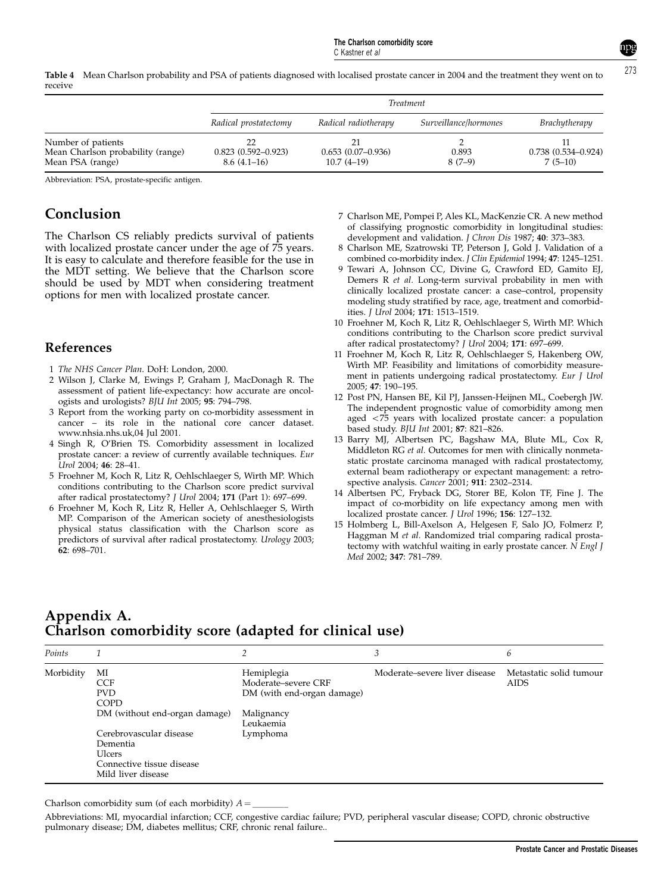**Table 4** Mean Charlson probability and PSA of patients diagnosed with localised prostate cancer in 2004 and the treatment they went on to receive

| | *Treatment* | | | |
|---|---|---|---|---|
| | *Radical prostatectomy* | *Radical radiotherapy* | *Surveillance/hormones* | *Brachytherapy* |
| Number of patients | 22 | 21 | 2 | 11 |
| Mean Charlson probability (range) | 0.823 (0.592–0.923) | 0.653 (0.07–0.936) | 0.893 | 0.738 (0.534–0.924) |
| Mean PSA (range) | 8.6 (4.1–16) | 10.7 (4–19) | 8 (7–9) | 7 (5–10) |

Abbreviation: PSA, prostate-specific antigen.

## Conclusion

The Charlson CS reliably predicts survival of patients with localized prostate cancer under the age of 75 years. It is easy to calculate and therefore feasible for the use in the MDT setting. We believe that the Charlson score should be used by MDT when considering treatment options for men with localized prostate cancer.

## References

1. *The NHS Cancer Plan*. DoH: London, 2000.
2. Wilson J, Clarke M, Ewings P, Graham J, MacDonagh R. The assessment of patient life-expectancy: how accurate are oncologists and urologists? *BJU Int* 2005; **95**: 794–798.
3. Report from the working party on co-morbidity assessment in cancer – its role in the national core cancer dataset. www.nhsia.nhs.uk,04 Jul 2001.
4. Singh R, O'Brien TS. Comorbidity assessment in localized prostate cancer: a review of currently available techniques. *Eur Urol* 2004; **46**: 28–41.
5. Froehner M, Koch R, Litz R, Oehlschlaeger S, Wirth MP. Which conditions contributing to the Charlson score predict survival after radical prostatectomy? *J Urol* 2004; **171** (Part 1): 697–699.
6. Froehner M, Koch R, Litz R, Heller A, Oehlschlaeger S, Wirth MP. Comparison of the American society of anesthesiologists physical status classification with the Charlson score as predictors of survival after radical prostatectomy. *Urology* 2003; **62**: 698–701.
7. Charlson ME, Pompei P, Ales KL, MacKenzie CR. A new method of classifying prognostic comorbidity in longitudinal studies: development and validation. *J Chron Dis* 1987; **40**: 373–383.
8. Charlson ME, Szatrowski TP, Peterson J, Gold J. Validation of a combined co-morbidity index. *J Clin Epidemiol* 1994; **47**: 1245–1251.
9. Tewari A, Johnson CC, Divine G, Crawford ED, Gamito EJ, Demers R *et al*. Long-term survival probability in men with clinically localized prostate cancer: a case–control, propensity modeling study stratified by race, age, treatment and comorbidities. *J Urol* 2004; **171**: 1513–1519.
10. Froehner M, Koch R, Litz R, Oehlschlaeger S, Wirth MP. Which conditions contributing to the Charlson score predict survival after radical prostatectomy? *J Urol* 2004; **171**: 697–699.
11. Froehner M, Koch R, Litz R, Oehlschlaeger S, Hakenberg OW, Wirth MP. Feasibility and limitations of comorbidity measurement in patients undergoing radical prostatectomy. *Eur J Urol* 2005; **47**: 190–195.
12. Post PN, Hansen BE, Kil PJ, Janssen-Heijnen ML, Coebergh JW. The independent prognostic value of comorbidity among men aged <75 years with localized prostate cancer: a population based study. *BJU Int* 2001; **87**: 821–826.
13. Barry MJ, Albertsen PC, Bagshaw MA, Blute ML, Cox R, Middleton RG *et al*. Outcomes for men with clinically nonmetastatic prostate carcinoma managed with radical prostatectomy, external beam radiotherapy or expectant management: a retrospective analysis. *Cancer* 2001; **911**: 2302–2314.
14. Albertsen PC, Fryback DG, Storer BE, Kolon TF, Fine J. The impact of co-morbidity on life expectancy among men with localized prostate cancer. *J Urol* 1996; **156**: 127–132.
15. Holmberg L, Bill-Axelson A, Helgesen F, Salo JO, Folmerz P, Haggman M *et al*. Randomized trial comparing radical prostatectomy with watchful waiting in early prostate cancer. *N Engl J Med* 2002; **347**: 781–789.

## Appendix A. Charlson comorbidity score (adapted for clinical use)

| *Points* | *1* | *2* | *3* | *6* |
|---|---|---|---|---|
| Morbidity | MI<br>CCF<br>PVD<br>COPD<br>DM (without end-organ damage)<br>Cerebrovascular disease<br>Dementia<br>Ulcers<br>Connective tissue disease<br>Mild liver disease | Hemiplegia<br>Moderate–severe CRF<br>DM (with end-organ damage)<br>Malignancy<br>Leukaemia<br>Lymphoma | Moderate–severe liver disease | Metastatic solid tumour<br>AIDS |

Charlson comorbidity sum (of each morbidity) $A =$ ________

Abbreviations: MI, myocardial infarction; CCF, congestive cardiac failure; PVD, peripheral vascular disease; COPD, chronic obstructive pulmonary disease; DM, diabetes mellitus; CRF, chronic renal failure..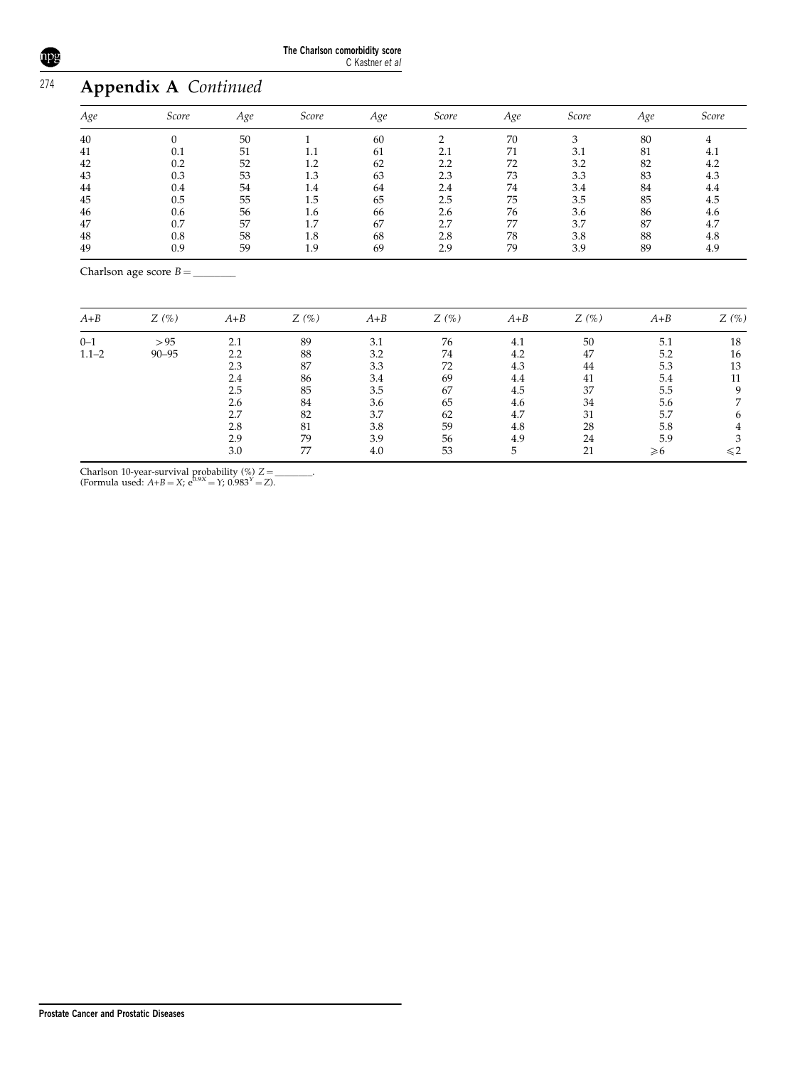## Appendix A *Continued*

| *Age* | *Score* | *Age* | *Score* | *Age* | *Score* | *Age* | *Score* | *Age* | *Score* |
|---|---|---|---|---|---|---|---|---|---|
| 40 | 0 | 50 | 1 | 60 | 2 | 70 | 3 | 80 | 4 |
| 41 | 0.1 | 51 | 1.1 | 61 | 2.1 | 71 | 3.1 | 81 | 4.1 |
| 42 | 0.2 | 52 | 1.2 | 62 | 2.2 | 72 | 3.2 | 82 | 4.2 |
| 43 | 0.3 | 53 | 1.3 | 63 | 2.3 | 73 | 3.3 | 83 | 4.3 |
| 44 | 0.4 | 54 | 1.4 | 64 | 2.4 | 74 | 3.4 | 84 | 4.4 |
| 45 | 0.5 | 55 | 1.5 | 65 | 2.5 | 75 | 3.5 | 85 | 4.5 |
| 46 | 0.6 | 56 | 1.6 | 66 | 2.6 | 76 | 3.6 | 86 | 4.6 |
| 47 | 0.7 | 57 | 1.7 | 67 | 2.7 | 77 | 3.7 | 87 | 4.7 |
| 48 | 0.8 | 58 | 1.8 | 68 | 2.8 | 78 | 3.8 | 88 | 4.8 |
| 49 | 0.9 | 59 | 1.9 | 69 | 2.9 | 79 | 3.9 | 89 | 4.9 |

Charlson age score $B =$ ________

| *A+B* | *Z (%)* | *A+B* | *Z (%)* | *A+B* | *Z (%)* | *A+B* | *Z (%)* | *A+B* | *Z (%)* |
|---|---|---|---|---|---|---|---|---|---|
| 0–1 | >95 | 2.1 | 89 | 3.1 | 76 | 4.1 | 50 | 5.1 | 18 |
| 1.1–2 | 90–95 | 2.2 | 88 | 3.2 | 74 | 4.2 | 47 | 5.2 | 16 |
| | | 2.3 | 87 | 3.3 | 72 | 4.3 | 44 | 5.3 | 13 |
| | | 2.4 | 86 | 3.4 | 69 | 4.4 | 41 | 5.4 | 11 |
| | | 2.5 | 85 | 3.5 | 67 | 4.5 | 37 | 5.5 | 9 |
| | | 2.6 | 84 | 3.6 | 65 | 4.6 | 34 | 5.6 | 7 |
| | | 2.7 | 82 | 3.7 | 62 | 4.7 | 31 | 5.7 | 6 |
| | | 2.8 | 81 | 3.8 | 59 | 4.8 | 28 | 5.8 | 4 |
| | | 2.9 | 79 | 3.9 | 56 | 4.9 | 24 | 5.9 | 3 |
| | | 3.0 | 77 | 4.0 | 53 | 5 | 21 | ⩾6 | ⩽2 |

Charlson 10-year-survival probability (%) $Z =$ ________.
(Formula used: $A+B = X$; $e^{0.9X} = Y$; $0.983^{Y} = Z$).